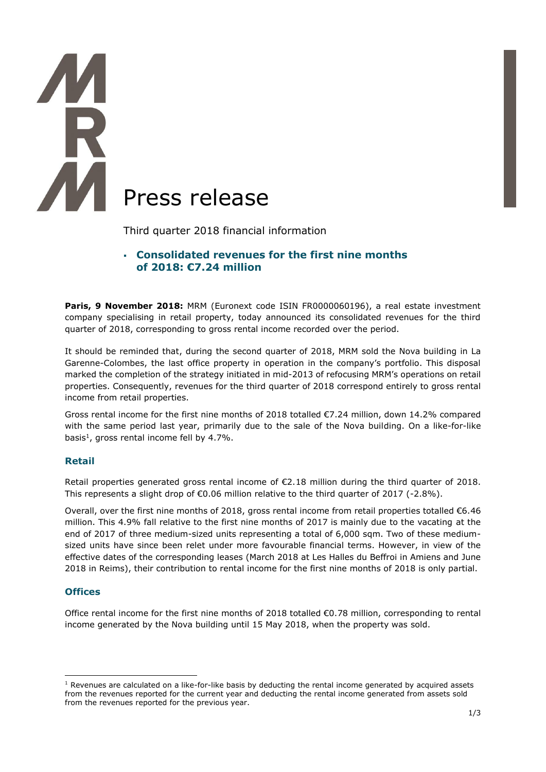# Press release

Third quarter 2018 financial information

- **Consolidated revenues for the first nine months of 2018: €7.24 million**

**Paris, 9 November 2018:** MRM (Euronext code ISIN FR0000060196), a real estate investment company specialising in retail property, today announced its consolidated revenues for the third quarter of 2018, corresponding to gross rental income recorded over the period.

It should be reminded that, during the second quarter of 2018, MRM sold the Nova building in La Garenne-Colombes, the last office property in operation in the company's portfolio. This disposal marked the completion of the strategy initiated in mid-2013 of refocusing MRM's operations on retail properties. Consequently, revenues for the third quarter of 2018 correspond entirely to gross rental income from retail properties.

Gross rental income for the first nine months of 2018 totalled €7.24 million, down 14.2% compared with the same period last year, primarily due to the sale of the Nova building. On a like-for-like basis[1], gross rental income fell by 4.7%.

## Retail

Retail properties generated gross rental income of €2.18 million during the third quarter of 2018. This represents a slight drop of €0.06 million relative to the third quarter of 2017 (-2.8%).

Overall, over the first nine months of 2018, gross rental income from retail properties totalled €6.46 million. This 4.9% fall relative to the first nine months of 2017 is mainly due to the vacating at the end of 2017 of three medium-sized units representing a total of 6,000 sqm. Two of these medium-sized units have since been relet under more favourable financial terms. However, in view of the effective dates of the corresponding leases (March 2018 at Les Halles du Beffroi in Amiens and June 2018 in Reims), their contribution to rental income for the first nine months of 2018 is only partial.

## Offices

Office rental income for the first nine months of 2018 totalled €0.78 million, corresponding to rental income generated by the Nova building until 15 May 2018, when the property was sold.

[1] Revenues are calculated on a like-for-like basis by deducting the rental income generated by acquired assets from the revenues reported for the current year and deducting the rental income generated from assets sold from the revenues reported for the previous year.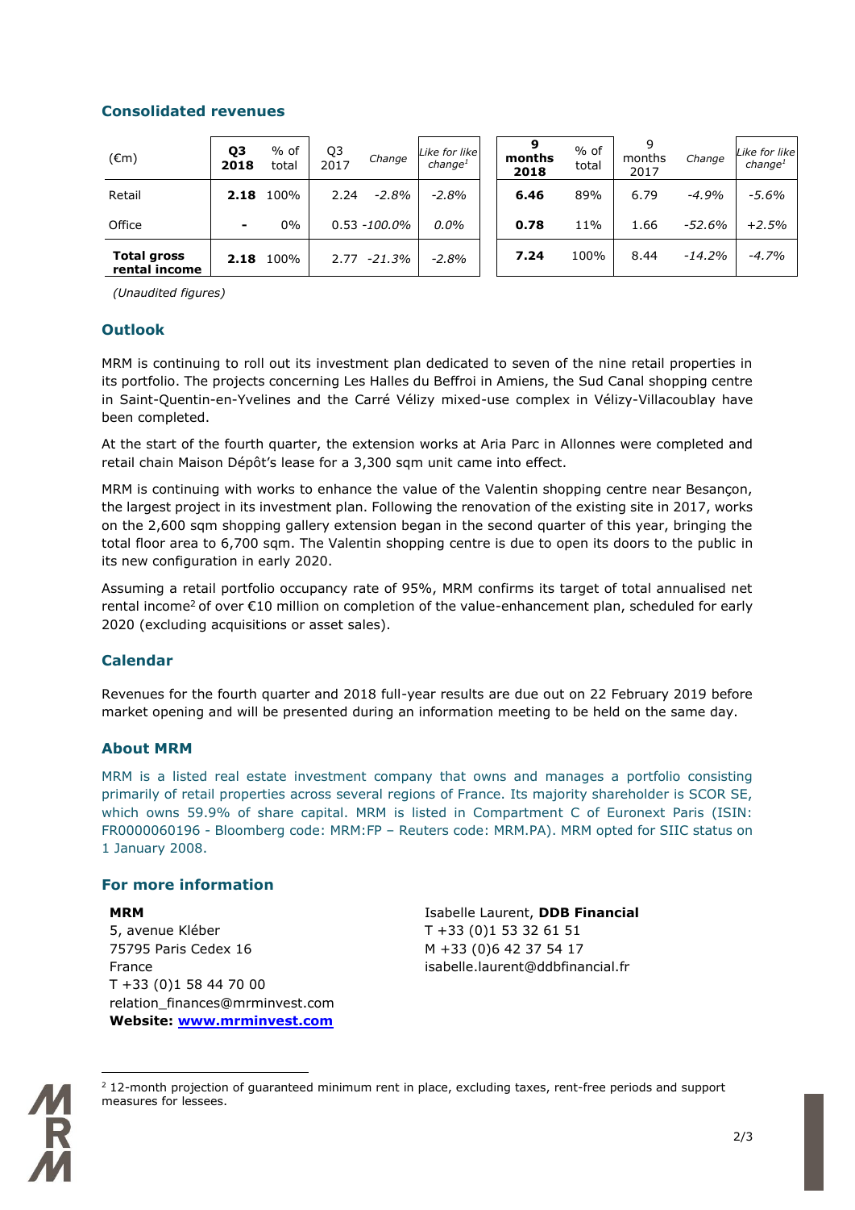## Consolidated revenues

| (€m) | **Q3 2018** | % of total | Q3 2017 | *Change* | *Like for like change*[1] | **9 months 2018** | % of total | 9 months 2017 | *Change* | *Like for like change*[1] |
|---|---|---|---|---|---|---|---|---|---|---|
| Retail | **2.18** | 100% | 2.24 | *-2.8%* | *-2.8%* | **6.46** | 89% | 6.79 | *-4.9%* | *-5.6%* |
| Office | **-** | 0% | 0.53 | *-100.0%* | *0.0%* | **0.78** | 11% | 1.66 | *-52.6%* | *+2.5%* |
| **Total gross rental income** | **2.18** | 100% | 2.77 | *-21.3%* | *-2.8%* | **7.24** | 100% | 8.44 | *-14.2%* | *-4.7%* |

*(Unaudited figures)*

## Outlook

MRM is continuing to roll out its investment plan dedicated to seven of the nine retail properties in its portfolio. The projects concerning Les Halles du Beffroi in Amiens, the Sud Canal shopping centre in Saint-Quentin-en-Yvelines and the Carré Vélizy mixed-use complex in Vélizy-Villacoublay have been completed.

At the start of the fourth quarter, the extension works at Aria Parc in Allonnes were completed and retail chain Maison Dépôt's lease for a 3,300 sqm unit came into effect.

MRM is continuing with works to enhance the value of the Valentin shopping centre near Besançon, the largest project in its investment plan. Following the renovation of the existing site in 2017, works on the 2,600 sqm shopping gallery extension began in the second quarter of this year, bringing the total floor area to 6,700 sqm. The Valentin shopping centre is due to open its doors to the public in its new configuration in early 2020.

Assuming a retail portfolio occupancy rate of 95%, MRM confirms its target of total annualised net rental income[2] of over €10 million on completion of the value-enhancement plan, scheduled for early 2020 (excluding acquisitions or asset sales).

## Calendar

Revenues for the fourth quarter and 2018 full-year results are due out on 22 February 2019 before market opening and will be presented during an information meeting to be held on the same day.

## About MRM

MRM is a listed real estate investment company that owns and manages a portfolio consisting primarily of retail properties across several regions of France. Its majority shareholder is SCOR SE, which owns 59.9% of share capital. MRM is listed in Compartment C of Euronext Paris (ISIN: FR0000060196 - Bloomberg code: MRM:FP – Reuters code: MRM.PA). MRM opted for SIIC status on 1 January 2008.

## For more information

**MRM**
5, avenue Kléber
75795 Paris Cedex 16
France
T +33 (0)1 58 44 70 00
relation_finances@mrminvest.com
**Website: www.mrminvest.com**

Isabelle Laurent, **DDB Financial**
T +33 (0)1 53 32 61 51
M +33 (0)6 42 37 54 17
isabelle.laurent@ddbfinancial.fr

[2] 12-month projection of guaranteed minimum rent in place, excluding taxes, rent-free periods and support measures for lessees.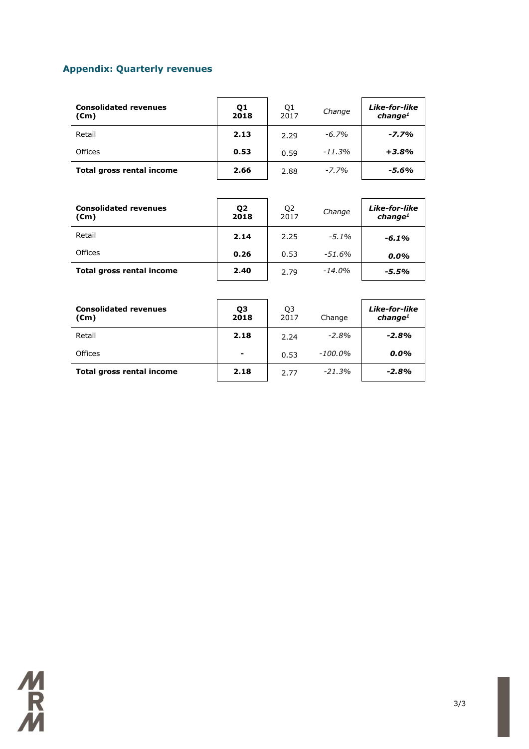## Appendix: Quarterly revenues

| **Consolidated revenues (€m)** | **Q1 2018** | Q1 2017 | *Change* | ***Like-for-like change[1]*** |
|---|---|---|---|---|
| Retail | **2.13** | 2.29 | *-6.7%* | ***-7.7%*** |
| Offices | **0.53** | 0.59 | *-11.3%* | ***+3.8%*** |
| **Total gross rental income** | **2.66** | 2.88 | *-7.7%* | ***-5.6%*** |

| **Consolidated revenues (€m)** | **Q2 2018** | Q2 2017 | *Change* | ***Like-for-like change[1]*** |
|---|---|---|---|---|
| Retail | **2.14** | 2.25 | *-5.1%* | ***-6.1%*** |
| Offices | **0.26** | 0.53 | *-51.6%* | ***0.0%*** |
| **Total gross rental income** | **2.40** | 2.79 | *-14.0%* | ***-5.5%*** |

| **Consolidated revenues (€m)** | **Q3 2018** | Q3 2017 | Change | ***Like-for-like change[1]*** |
|---|---|---|---|---|
| Retail | **2.18** | 2.24 | *-2.8%* | ***-2.8%*** |
| Offices | **-** | 0.53 | *-100.0%* | ***0.0%*** |
| **Total gross rental income** | **2.18** | 2.77 | *-21.3%* | ***-2.8%*** |